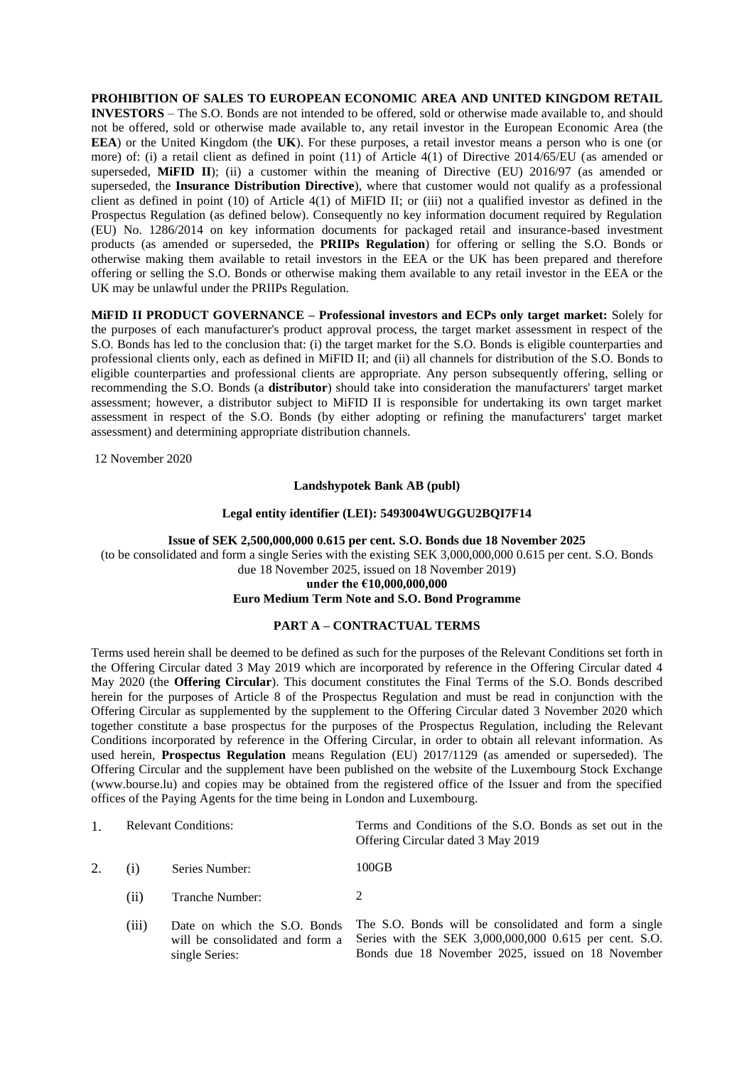**PROHIBITION OF SALES TO EUROPEAN ECONOMIC AREA AND UNITED KINGDOM RETAIL INVESTORS** – The S.O. Bonds are not intended to be offered, sold or otherwise made available to, and should not be offered, sold or otherwise made available to, any retail investor in the European Economic Area (the **EEA**) or the United Kingdom (the **UK**). For these purposes, a retail investor means a person who is one (or more) of: (i) a retail client as defined in point (11) of Article 4(1) of Directive 2014/65/EU (as amended or superseded, **MiFID II**); (ii) a customer within the meaning of Directive (EU) 2016/97 (as amended or superseded, the **Insurance Distribution Directive**), where that customer would not qualify as a professional client as defined in point (10) of Article 4(1) of MiFID II; or (iii) not a qualified investor as defined in the Prospectus Regulation (as defined below). Consequently no key information document required by Regulation (EU) No. 1286/2014 on key information documents for packaged retail and insurance-based investment products (as amended or superseded, the **PRIIPs Regulation**) for offering or selling the S.O. Bonds or otherwise making them available to retail investors in the EEA or the UK has been prepared and therefore offering or selling the S.O. Bonds or otherwise making them available to any retail investor in the EEA or the UK may be unlawful under the PRIIPs Regulation.

**MiFID II PRODUCT GOVERNANCE – Professional investors and ECPs only target market:** Solely for the purposes of each manufacturer's product approval process, the target market assessment in respect of the S.O. Bonds has led to the conclusion that: (i) the target market for the S.O. Bonds is eligible counterparties and professional clients only, each as defined in MiFID II; and (ii) all channels for distribution of the S.O. Bonds to eligible counterparties and professional clients are appropriate. Any person subsequently offering, selling or recommending the S.O. Bonds (a **distributor**) should take into consideration the manufacturers' target market assessment; however, a distributor subject to MiFID II is responsible for undertaking its own target market assessment in respect of the S.O. Bonds (by either adopting or refining the manufacturers' target market assessment) and determining appropriate distribution channels.

12 November 2020

**Landshypotek Bank AB (publ)**

**Legal entity identifier (LEI): 5493004WUGGU2BQI7F14**

**Issue of SEK 2,500,000,000 0.615 per cent. S.O. Bonds due 18 November 2025**
(to be consolidated and form a single Series with the existing SEK 3,000,000,000 0.615 per cent. S.O. Bonds due 18 November 2025, issued on 18 November 2019)
**under the €10,000,000,000**
**Euro Medium Term Note and S.O. Bond Programme**

## PART A – CONTRACTUAL TERMS

Terms used herein shall be deemed to be defined as such for the purposes of the Relevant Conditions set forth in the Offering Circular dated 3 May 2019 which are incorporated by reference in the Offering Circular dated 4 May 2020 (the **Offering Circular**). This document constitutes the Final Terms of the S.O. Bonds described herein for the purposes of Article 8 of the Prospectus Regulation and must be read in conjunction with the Offering Circular as supplemented by the supplement to the Offering Circular dated 3 November 2020 which together constitute a base prospectus for the purposes of the Prospectus Regulation, including the Relevant Conditions incorporated by reference in the Offering Circular, in order to obtain all relevant information. As used herein, **Prospectus Regulation** means Regulation (EU) 2017/1129 (as amended or superseded). The Offering Circular and the supplement have been published on the website of the Luxembourg Stock Exchange (www.bourse.lu) and copies may be obtained from the registered office of the Issuer and from the specified offices of the Paying Agents for the time being in London and Luxembourg.

| | | | |
|---|---|---|---|
| 1. | Relevant Conditions: | | Terms and Conditions of the S.O. Bonds as set out in the Offering Circular dated 3 May 2019 |
| 2. | (i) | Series Number: | 100GB |
| | (ii) | Tranche Number: | 2 |
| | (iii) | Date on which the S.O. Bonds will be consolidated and form a single Series: | The S.O. Bonds will be consolidated and form a single Series with the SEK 3,000,000,000 0.615 per cent. S.O. Bonds due 18 November 2025, issued on 18 November |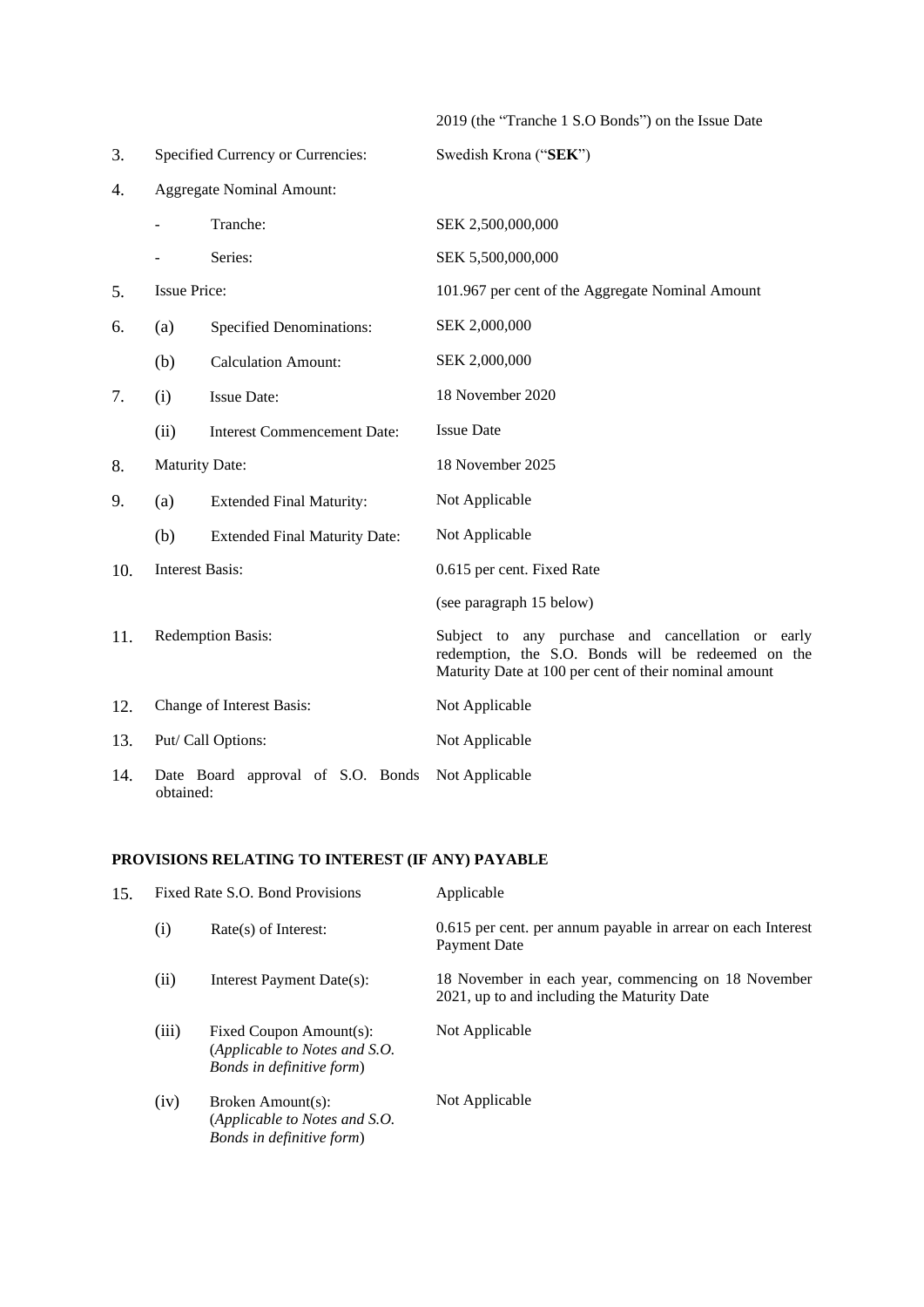| | | | |
|---|---|---|---|
| | | | 2019 (the "Tranche 1 S.O Bonds") on the Issue Date |
| 3. | Specified Currency or Currencies: | | Swedish Krona ("**SEK**") |
| 4. | Aggregate Nominal Amount: | | |
| | - | Tranche: | SEK 2,500,000,000 |
| | - | Series: | SEK 5,500,000,000 |
| 5. | Issue Price: | | 101.967 per cent of the Aggregate Nominal Amount |
| 6. | (a) | Specified Denominations: | SEK 2,000,000 |
| | (b) | Calculation Amount: | SEK 2,000,000 |
| 7. | (i) | Issue Date: | 18 November 2020 |
| | (ii) | Interest Commencement Date: | Issue Date |
| 8. | Maturity Date: | | 18 November 2025 |
| 9. | (a) | Extended Final Maturity: | Not Applicable |
| | (b) | Extended Final Maturity Date: | Not Applicable |
| 10. | Interest Basis: | | 0.615 per cent. Fixed Rate<br>(see paragraph 15 below) |
| 11. | Redemption Basis: | | Subject to any purchase and cancellation or early redemption, the S.O. Bonds will be redeemed on the Maturity Date at 100 per cent of their nominal amount |
| 12. | Change of Interest Basis: | | Not Applicable |
| 13. | Put/ Call Options: | | Not Applicable |
| 14. | Date Board approval of S.O. Bonds obtained: | | Not Applicable |

**PROVISIONS RELATING TO INTEREST (IF ANY) PAYABLE**

| | | | |
|---|---|---|---|
| 15. | Fixed Rate S.O. Bond Provisions | | Applicable |
| | (i) | Rate(s) of Interest: | 0.615 per cent. per annum payable in arrear on each Interest Payment Date |
| | (ii) | Interest Payment Date(s): | 18 November in each year, commencing on 18 November 2021, up to and including the Maturity Date |
| | (iii) | Fixed Coupon Amount(s):<br>(*Applicable to Notes and S.O. Bonds in definitive form*) | Not Applicable |
| | (iv) | Broken Amount(s):<br>(*Applicable to Notes and S.O. Bonds in definitive form*) | Not Applicable |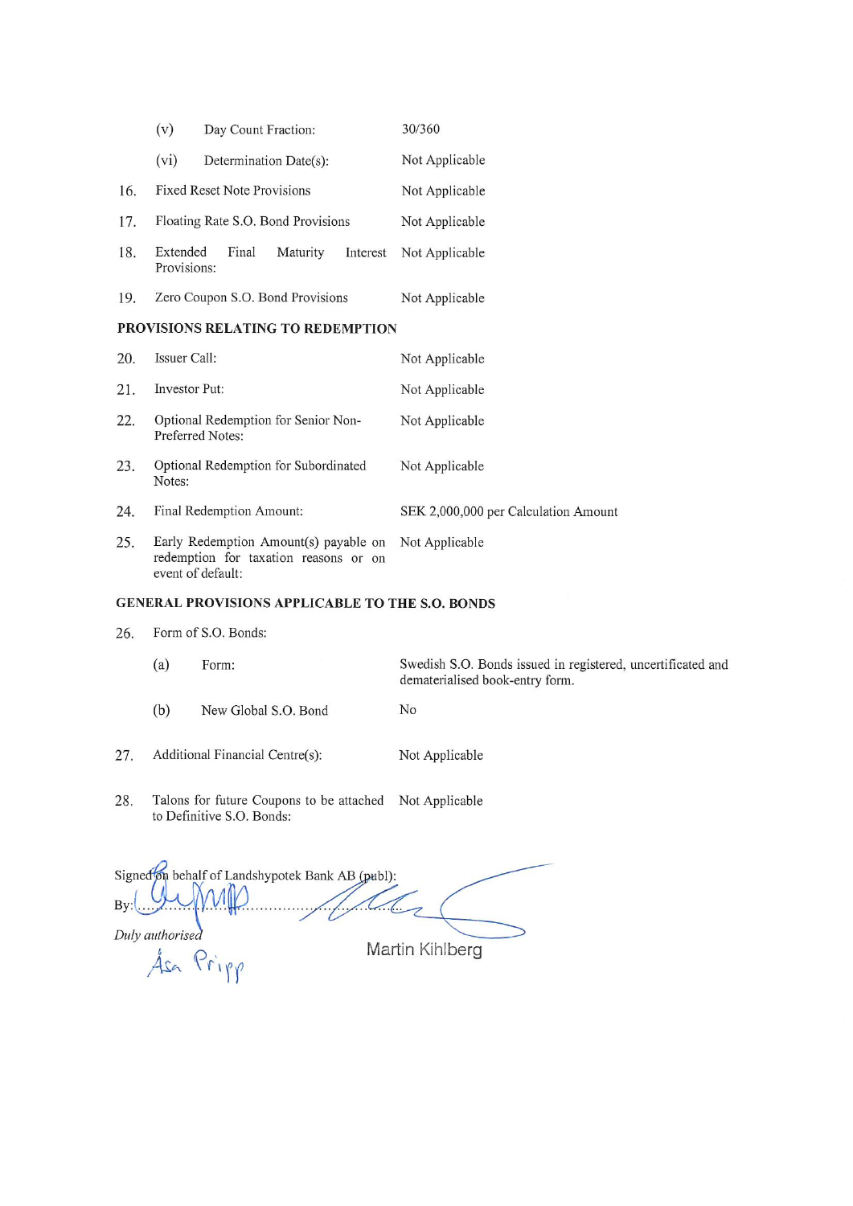| | | |
|---|---|---|
| | (v) Day Count Fraction: | 30/360 |
| | (vi) Determination Date(s): | Not Applicable |
| 16. | Fixed Reset Note Provisions | Not Applicable |
| 17. | Floating Rate S.O. Bond Provisions | Not Applicable |
| 18. | Extended Final Maturity Interest Provisions: | Not Applicable |
| 19. | Zero Coupon S.O. Bond Provisions | Not Applicable |

**PROVISIONS RELATING TO REDEMPTION**

| | | |
|---|---|---|
| 20. | Issuer Call: | Not Applicable |
| 21. | Investor Put: | Not Applicable |
| 22. | Optional Redemption for Senior Non-Preferred Notes: | Not Applicable |
| 23. | Optional Redemption for Subordinated Notes: | Not Applicable |
| 24. | Final Redemption Amount: | SEK 2,000,000 per Calculation Amount |
| 25. | Early Redemption Amount(s) payable on redemption for taxation reasons or on event of default: | Not Applicable |

**GENERAL PROVISIONS APPLICABLE TO THE S.O. BONDS**

| | | |
|---|---|---|
| 26. | Form of S.O. Bonds: | |
| | (a) Form: | Swedish S.O. Bonds issued in registered, uncertificated and dematerialised book-entry form. |
| | (b) New Global S.O. Bond | No |
| 27. | Additional Financial Centre(s): | Not Applicable |
| 28. | Talons for future Coupons to be attached to Definitive S.O. Bonds: | Not Applicable |

Signed on behalf of Landshypotek Bank AB (publ):

By: ..............................................

*Duly authorised*

Åsa Pripp

Martin Kihlberg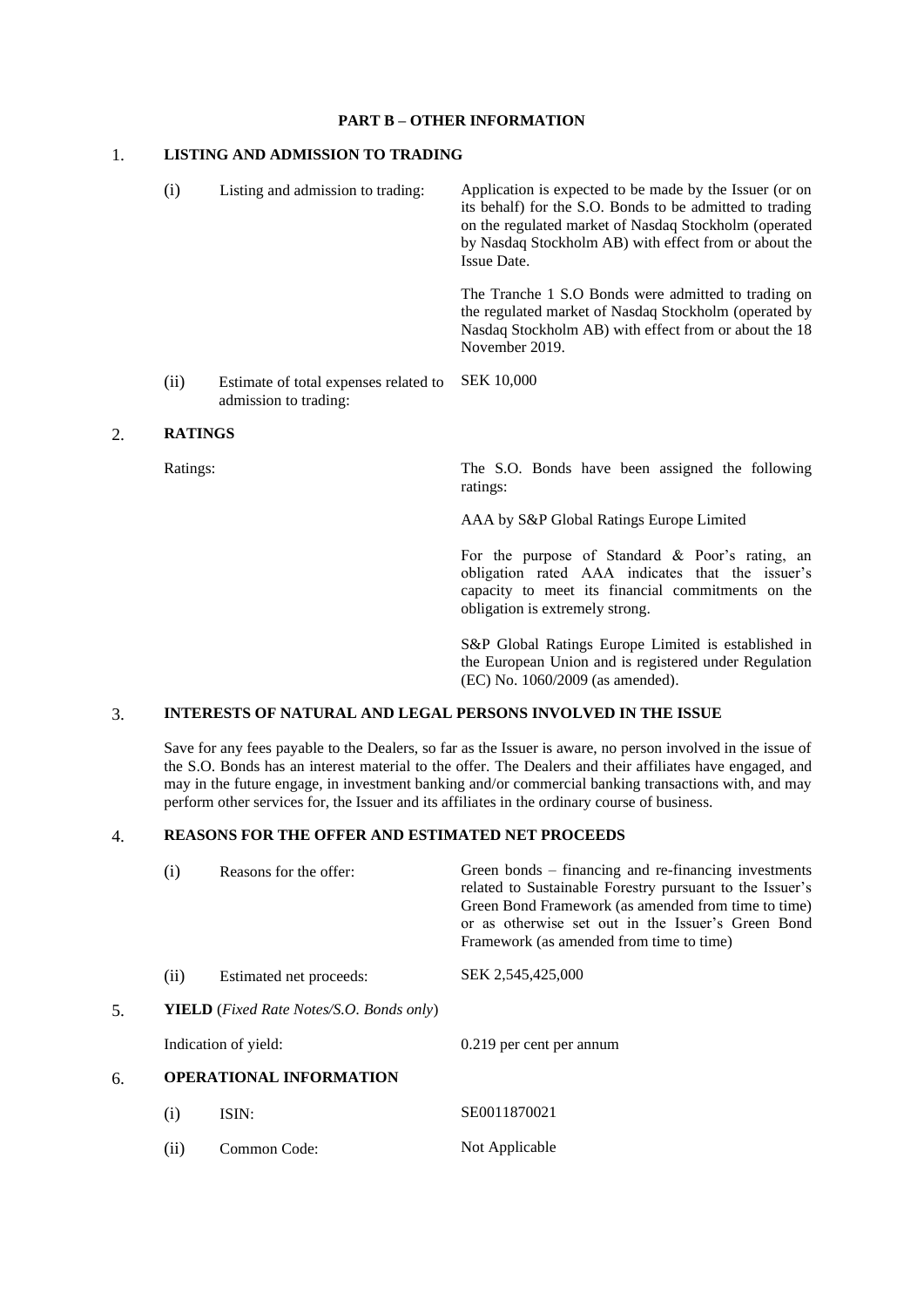**PART B – OTHER INFORMATION**

1. **LISTING AND ADMISSION TO TRADING**

| | | |
|---|---|---|
| (i) | Listing and admission to trading: | Application is expected to be made by the Issuer (or on its behalf) for the S.O. Bonds to be admitted to trading on the regulated market of Nasdaq Stockholm (operated by Nasdaq Stockholm AB) with effect from or about the Issue Date.<br><br>The Tranche 1 S.O Bonds were admitted to trading on the regulated market of Nasdaq Stockholm (operated by Nasdaq Stockholm AB) with effect from or about the 18 November 2019. |
| (ii) | Estimate of total expenses related to admission to trading: | SEK 10,000 |

2. **RATINGS**

| | |
|---|---|
| Ratings: | The S.O. Bonds have been assigned the following ratings:<br><br>AAA by S&P Global Ratings Europe Limited<br><br>For the purpose of Standard & Poor's rating, an obligation rated AAA indicates that the issuer's capacity to meet its financial commitments on the obligation is extremely strong.<br><br>S&P Global Ratings Europe Limited is established in the European Union and is registered under Regulation (EC) No. 1060/2009 (as amended). |

3. **INTERESTS OF NATURAL AND LEGAL PERSONS INVOLVED IN THE ISSUE**

Save for any fees payable to the Dealers, so far as the Issuer is aware, no person involved in the issue of the S.O. Bonds has an interest material to the offer. The Dealers and their affiliates have engaged, and may in the future engage, in investment banking and/or commercial banking transactions with, and may perform other services for, the Issuer and its affiliates in the ordinary course of business.

4. **REASONS FOR THE OFFER AND ESTIMATED NET PROCEEDS**

| | | |
|---|---|---|
| (i) | Reasons for the offer: | Green bonds – financing and re-financing investments related to Sustainable Forestry pursuant to the Issuer's Green Bond Framework (as amended from time to time) or as otherwise set out in the Issuer's Green Bond Framework (as amended from time to time) |
| (ii) | Estimated net proceeds: | SEK 2,545,425,000 |

5. **YIELD** (*Fixed Rate Notes/S.O. Bonds only*)

| | |
|---|---|
| Indication of yield: | 0.219 per cent per annum |

6. **OPERATIONAL INFORMATION**

| | | |
|---|---|---|
| (i) | ISIN: | SE0011870021 |
| (ii) | Common Code: | Not Applicable |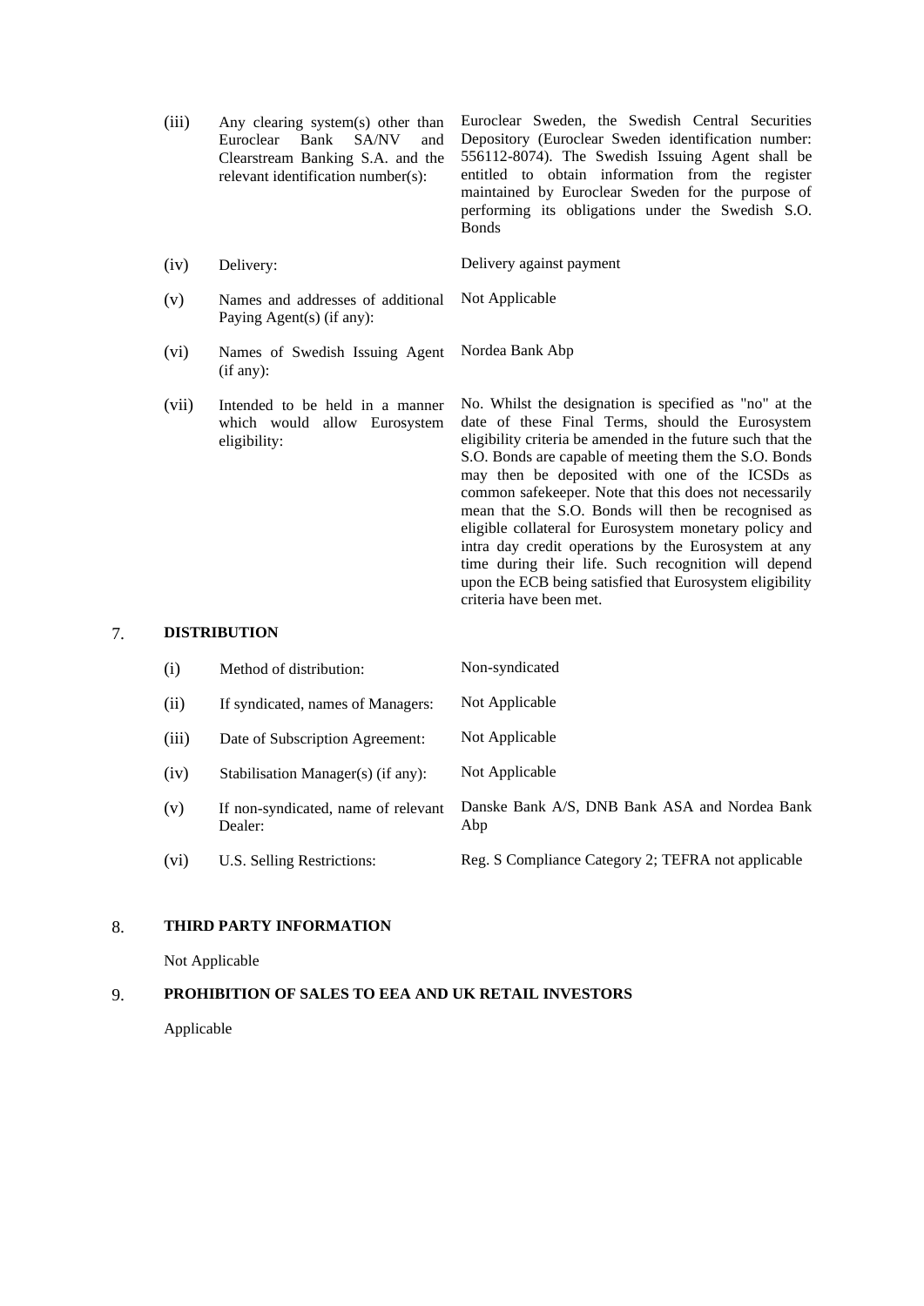| | | |
|---|---|---|
| (iii) | Any clearing system(s) other than Euroclear Bank SA/NV and Clearstream Banking S.A. and the relevant identification number(s): | Euroclear Sweden, the Swedish Central Securities Depository (Euroclear Sweden identification number: 556112-8074). The Swedish Issuing Agent shall be entitled to obtain information from the register maintained by Euroclear Sweden for the purpose of performing its obligations under the Swedish S.O. Bonds |
| (iv) | Delivery: | Delivery against payment |
| (v) | Names and addresses of additional Paying Agent(s) (if any): | Not Applicable |
| (vi) | Names of Swedish Issuing Agent (if any): | Nordea Bank Abp |
| (vii) | Intended to be held in a manner which would allow Eurosystem eligibility: | No. Whilst the designation is specified as "no" at the date of these Final Terms, should the Eurosystem eligibility criteria be amended in the future such that the S.O. Bonds are capable of meeting them the S.O. Bonds may then be deposited with one of the ICSDs as common safekeeper. Note that this does not necessarily mean that the S.O. Bonds will then be recognised as eligible collateral for Eurosystem monetary policy and intra day credit operations by the Eurosystem at any time during their life. Such recognition will depend upon the ECB being satisfied that Eurosystem eligibility criteria have been met. |

## 7. DISTRIBUTION

| | | |
|---|---|---|
| (i) | Method of distribution: | Non-syndicated |
| (ii) | If syndicated, names of Managers: | Not Applicable |
| (iii) | Date of Subscription Agreement: | Not Applicable |
| (iv) | Stabilisation Manager(s) (if any): | Not Applicable |
| (v) | If non-syndicated, name of relevant Dealer: | Danske Bank A/S, DNB Bank ASA and Nordea Bank Abp |
| (vi) | U.S. Selling Restrictions: | Reg. S Compliance Category 2; TEFRA not applicable |

## 8. THIRD PARTY INFORMATION

Not Applicable

## 9. PROHIBITION OF SALES TO EEA AND UK RETAIL INVESTORS

Applicable